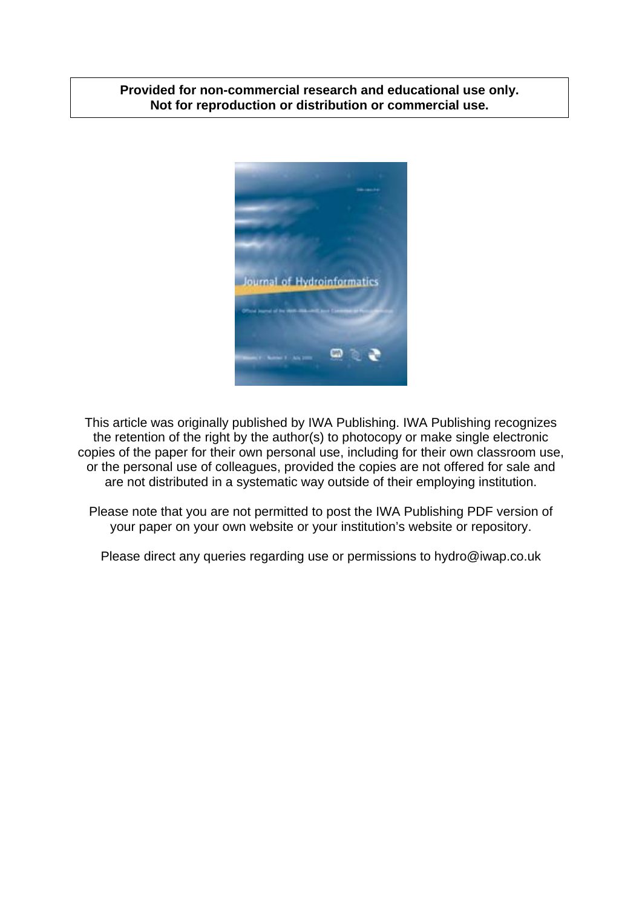**Provided for non-commercial research and educational use only.**
**Not for reproduction or distribution or commercial use.**

This article was originally published by IWA Publishing. IWA Publishing recognizes the retention of the right by the author(s) to photocopy or make single electronic copies of the paper for their own personal use, including for their own classroom use, or the personal use of colleagues, provided the copies are not offered for sale and are not distributed in a systematic way outside of their employing institution.

Please note that you are not permitted to post the IWA Publishing PDF version of your paper on your own website or your institution's website or repository.

Please direct any queries regarding use or permissions to hydro@iwap.co.uk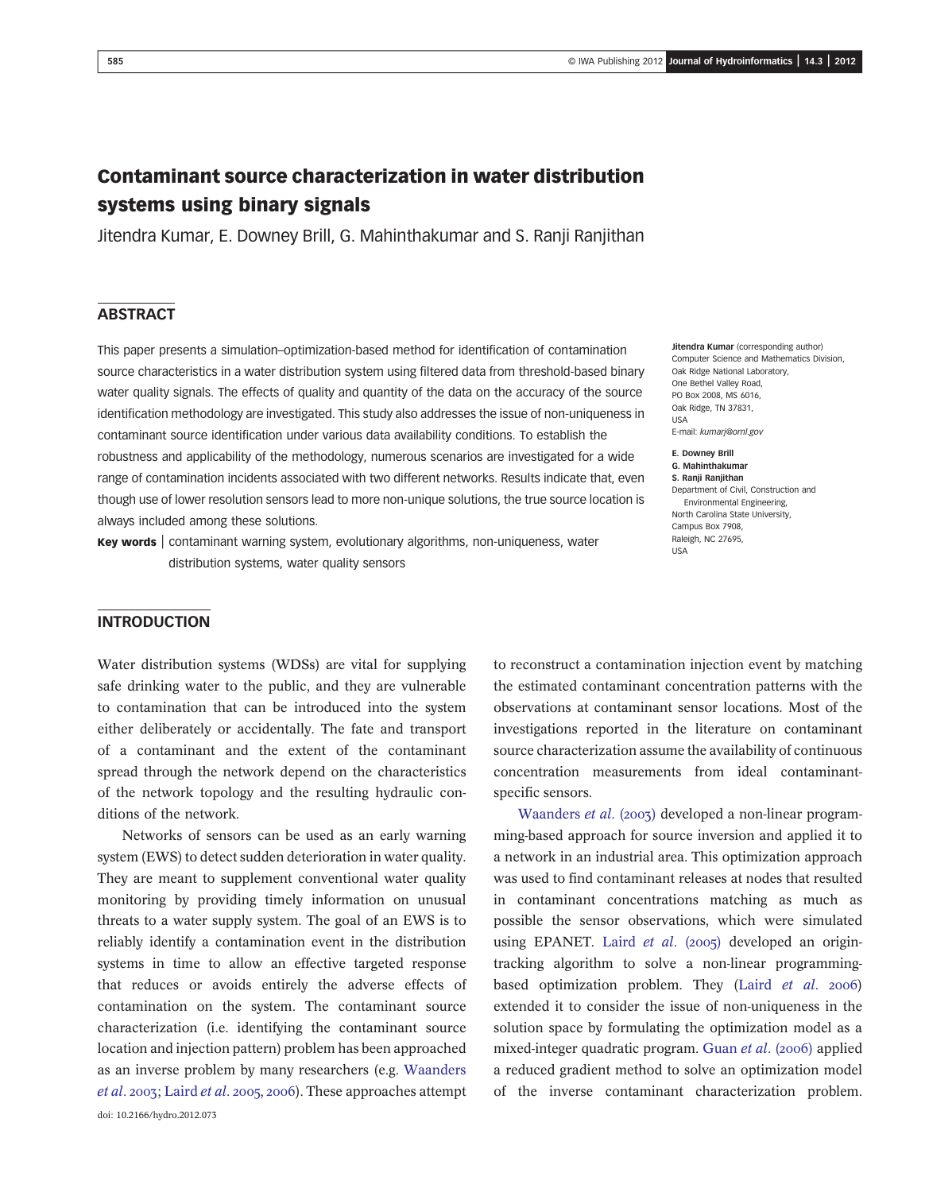# Contaminant source characterization in water distribution systems using binary signals

Jitendra Kumar, E. Downey Brill, G. Mahinthakumar and S. Ranji Ranjithan

## ABSTRACT

This paper presents a simulation–optimization-based method for identification of contamination source characteristics in a water distribution system using filtered data from threshold-based binary water quality signals. The effects of quality and quantity of the data on the accuracy of the source identification methodology are investigated. This study also addresses the issue of non-uniqueness in contaminant source identification under various data availability conditions. To establish the robustness and applicability of the methodology, numerous scenarios are investigated for a wide range of contamination incidents associated with two different networks. Results indicate that, even though use of lower resolution sensors lead to more non-unique solutions, the true source location is always included among these solutions.

**Key words** | contaminant warning system, evolutionary algorithms, non-uniqueness, water distribution systems, water quality sensors

**Jitendra Kumar** (corresponding author)
Computer Science and Mathematics Division,
Oak Ridge National Laboratory,
One Bethel Valley Road,
PO Box 2008, MS 6016,
Oak Ridge, TN 37831,
USA
E-mail: *kumarj@ornl.gov*

**E. Downey Brill**
**G. Mahinthakumar**
**S. Ranji Ranjithan**
Department of Civil, Construction and Environmental Engineering,
North Carolina State University,
Campus Box 7908,
Raleigh, NC 27695,
USA

## INTRODUCTION

Water distribution systems (WDSs) are vital for supplying safe drinking water to the public, and they are vulnerable to contamination that can be introduced into the system either deliberately or accidentally. The fate and transport of a contaminant and the extent of the contaminant spread through the network depend on the characteristics of the network topology and the resulting hydraulic conditions of the network.

Networks of sensors can be used as an early warning system (EWS) to detect sudden deterioration in water quality. They are meant to supplement conventional water quality monitoring by providing timely information on unusual threats to a water supply system. The goal of an EWS is to reliably identify a contamination event in the distribution systems in time to allow an effective targeted response that reduces or avoids entirely the adverse effects of contamination on the system. The contaminant source characterization (i.e. identifying the contaminant source location and injection pattern) problem has been approached as an inverse problem by many researchers (e.g. Waanders *et al*. 2003; Laird *et al*. 2005, 2006). These approaches attempt to reconstruct a contamination injection event by matching the estimated contaminant concentration patterns with the observations at contaminant sensor locations. Most of the investigations reported in the literature on contaminant source characterization assume the availability of continuous concentration measurements from ideal contaminant-specific sensors.

Waanders *et al*. (2003) developed a non-linear programming-based approach for source inversion and applied it to a network in an industrial area. This optimization approach was used to find contaminant releases at nodes that resulted in contaminant concentrations matching as much as possible the sensor observations, which were simulated using EPANET. Laird *et al*. (2005) developed an origin-tracking algorithm to solve a non-linear programming-based optimization problem. They (Laird *et al*. 2006) extended it to consider the issue of non-uniqueness in the solution space by formulating the optimization model as a mixed-integer quadratic program. Guan *et al*. (2006) applied a reduced gradient method to solve an optimization model of the inverse contaminant characterization problem.

doi: 10.2166/hydro.2012.073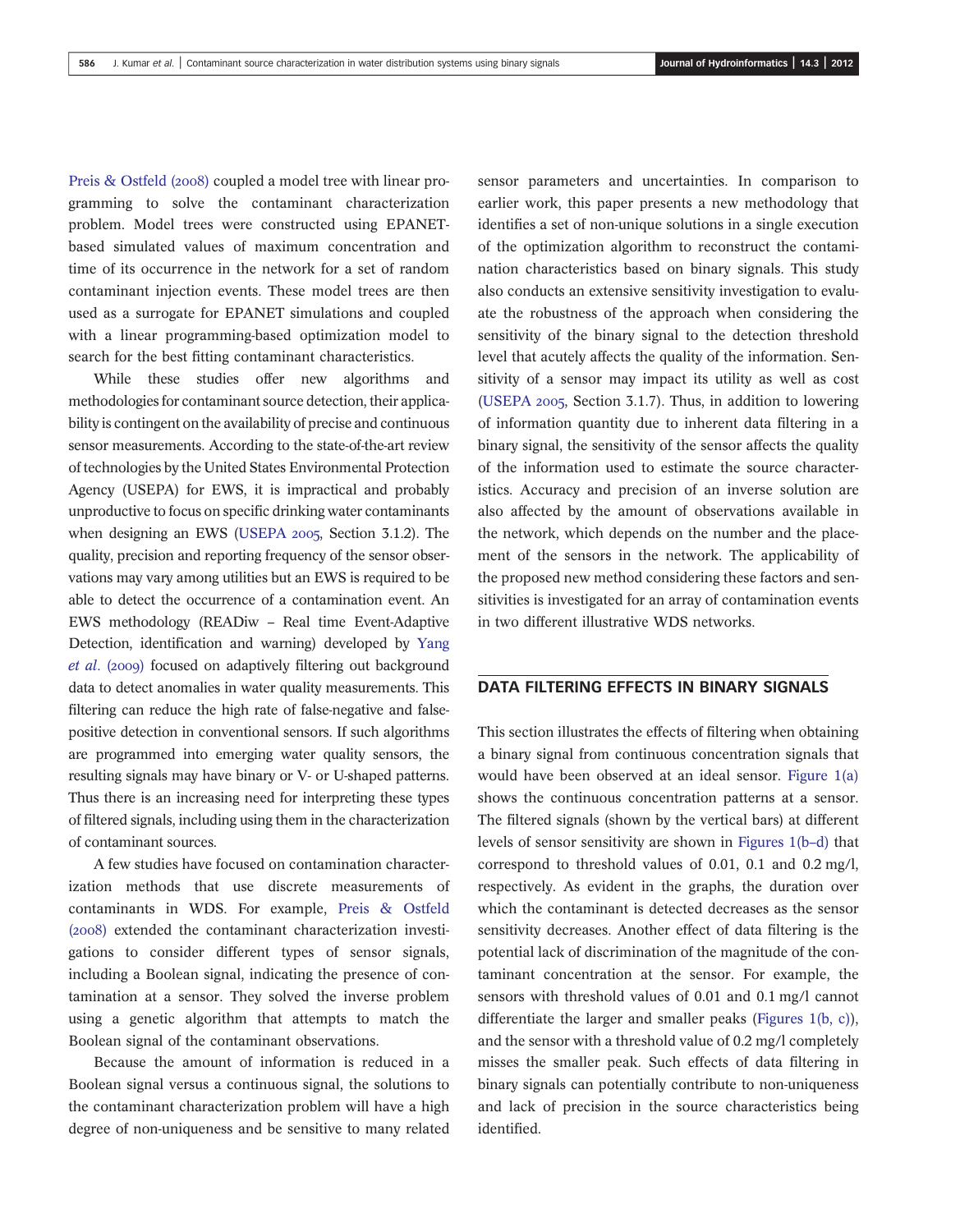Preis & Ostfeld (2008) coupled a model tree with linear programming to solve the contaminant characterization problem. Model trees were constructed using EPANET-based simulated values of maximum concentration and time of its occurrence in the network for a set of random contaminant injection events. These model trees are then used as a surrogate for EPANET simulations and coupled with a linear programming-based optimization model to search for the best fitting contaminant characteristics.

While these studies offer new algorithms and methodologies for contaminant source detection, their applicability is contingent on the availability of precise and continuous sensor measurements. According to the state-of-the-art review of technologies by the United States Environmental Protection Agency (USEPA) for EWS, it is impractical and probably unproductive to focus on specific drinking water contaminants when designing an EWS (USEPA 2005, Section 3.1.2). The quality, precision and reporting frequency of the sensor observations may vary among utilities but an EWS is required to be able to detect the occurrence of a contamination event. An EWS methodology (READiw – Real time Event-Adaptive Detection, identification and warning) developed by Yang *et al.* (2009) focused on adaptively filtering out background data to detect anomalies in water quality measurements. This filtering can reduce the high rate of false-negative and false-positive detection in conventional sensors. If such algorithms are programmed into emerging water quality sensors, the resulting signals may have binary or V- or U-shaped patterns. Thus there is an increasing need for interpreting these types of filtered signals, including using them in the characterization of contaminant sources.

A few studies have focused on contamination characterization methods that use discrete measurements of contaminants in WDS. For example, Preis & Ostfeld (2008) extended the contaminant characterization investigations to consider different types of sensor signals, including a Boolean signal, indicating the presence of contamination at a sensor. They solved the inverse problem using a genetic algorithm that attempts to match the Boolean signal of the contaminant observations.

Because the amount of information is reduced in a Boolean signal versus a continuous signal, the solutions to the contaminant characterization problem will have a high degree of non-uniqueness and be sensitive to many related sensor parameters and uncertainties. In comparison to earlier work, this paper presents a new methodology that identifies a set of non-unique solutions in a single execution of the optimization algorithm to reconstruct the contamination characteristics based on binary signals. This study also conducts an extensive sensitivity investigation to evaluate the robustness of the approach when considering the sensitivity of the binary signal to the detection threshold level that acutely affects the quality of the information. Sensitivity of a sensor may impact its utility as well as cost (USEPA 2005, Section 3.1.7). Thus, in addition to lowering of information quantity due to inherent data filtering in a binary signal, the sensitivity of the sensor affects the quality of the information used to estimate the source characteristics. Accuracy and precision of an inverse solution are also affected by the amount of observations available in the network, which depends on the number and the placement of the sensors in the network. The applicability of the proposed new method considering these factors and sensitivities is investigated for an array of contamination events in two different illustrative WDS networks.

## DATA FILTERING EFFECTS IN BINARY SIGNALS

This section illustrates the effects of filtering when obtaining a binary signal from continuous concentration signals that would have been observed at an ideal sensor. Figure 1(a) shows the continuous concentration patterns at a sensor. The filtered signals (shown by the vertical bars) at different levels of sensor sensitivity are shown in Figures 1(b–d) that correspond to threshold values of 0.01, 0.1 and 0.2 mg/l, respectively. As evident in the graphs, the duration over which the contaminant is detected decreases as the sensor sensitivity decreases. Another effect of data filtering is the potential lack of discrimination of the magnitude of the contaminant concentration at the sensor. For example, the sensors with threshold values of 0.01 and 0.1 mg/l cannot differentiate the larger and smaller peaks (Figures 1(b, c)), and the sensor with a threshold value of 0.2 mg/l completely misses the smaller peak. Such effects of data filtering in binary signals can potentially contribute to non-uniqueness and lack of precision in the source characteristics being identified.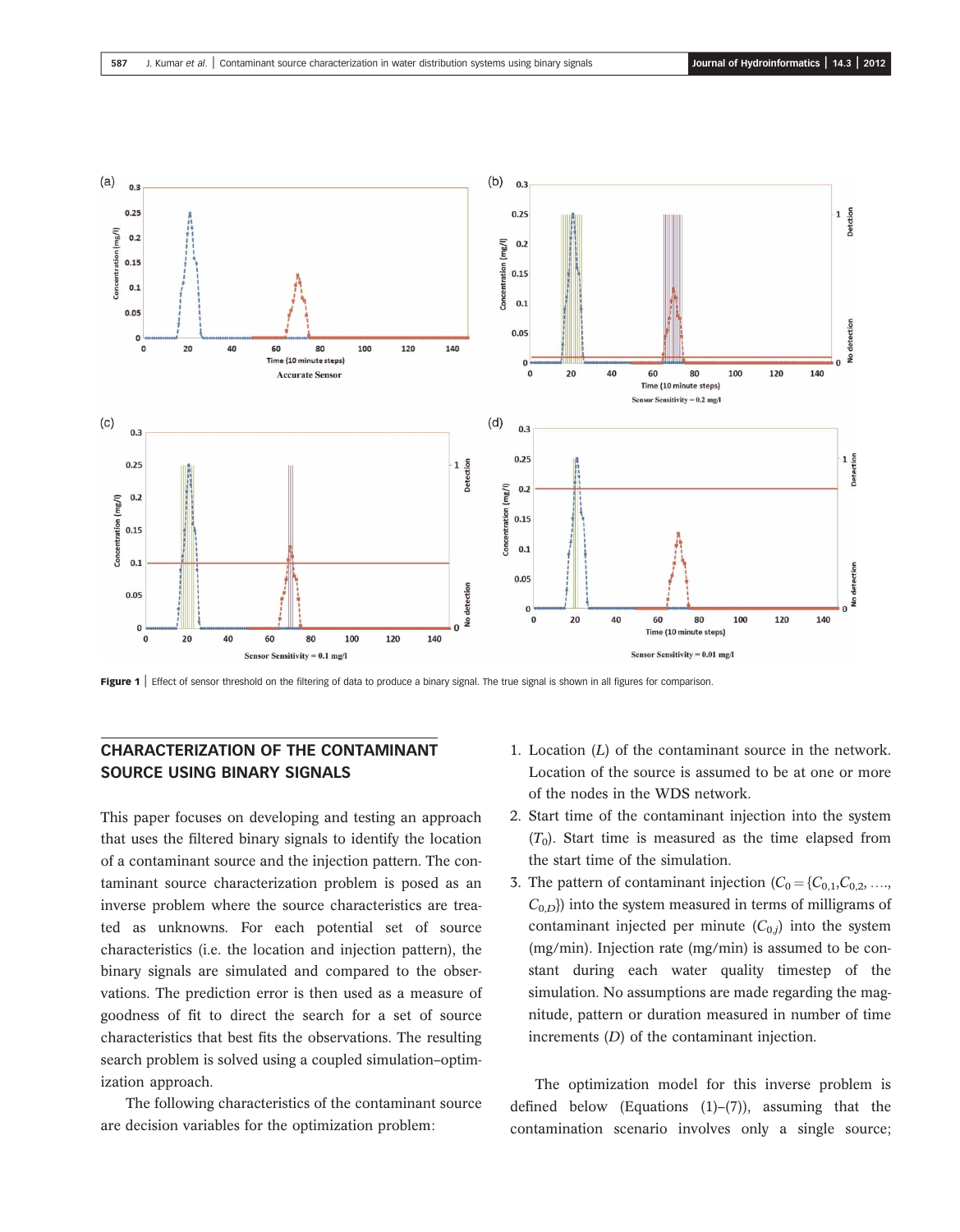Figure 1 | Effect of sensor threshold on the filtering of data to produce a binary signal. The true signal is shown in all figures for comparison.

## CHARACTERIZATION OF THE CONTAMINANT SOURCE USING BINARY SIGNALS

This paper focuses on developing and testing an approach that uses the filtered binary signals to identify the location of a contaminant source and the injection pattern. The contaminant source characterization problem is posed as an inverse problem where the source characteristics are treated as unknowns. For each potential set of source characteristics (i.e. the location and injection pattern), the binary signals are simulated and compared to the observations. The prediction error is then used as a measure of goodness of fit to direct the search for a set of source characteristics that best fits the observations. The resulting search problem is solved using a coupled simulation–optimization approach.

The following characteristics of the contaminant source are decision variables for the optimization problem:

1. Location ($L$) of the contaminant source in the network. Location of the source is assumed to be at one or more of the nodes in the WDS network.
2. Start time of the contaminant injection into the system ($T_0$). Start time is measured as the time elapsed from the start time of the simulation.
3. The pattern of contaminant injection ($C_0 = \{C_{0,1}, C_{0,2}, \ldots, C_{0,D}\}$) into the system measured in terms of milligrams of contaminant injected per minute ($C_{0,j}$) into the system (mg/min). Injection rate (mg/min) is assumed to be constant during each water quality timestep of the simulation. No assumptions are made regarding the magnitude, pattern or duration measured in number of time increments ($D$) of the contaminant injection.

The optimization model for this inverse problem is defined below (Equations (1)–(7)), assuming that the contamination scenario involves only a single source;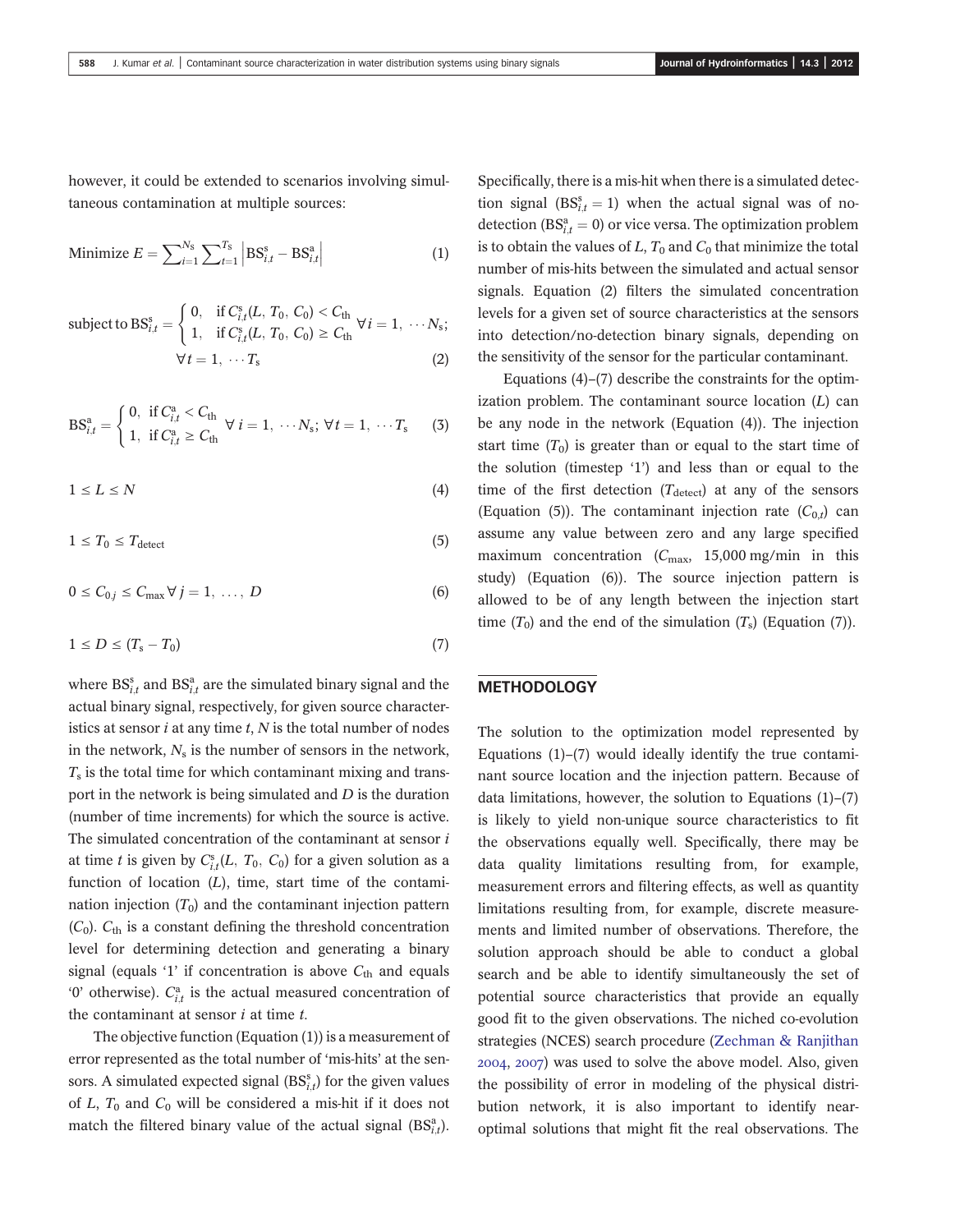however, it could be extended to scenarios involving simultaneous contamination at multiple sources:

$$\text{Minimize } E = \sum_{i=1}^{N_s} \sum_{t=1}^{T_s} \left| \mathrm{BS}_{i,t}^{s} - \mathrm{BS}_{i,t}^{a} \right| \tag{1}$$

$$\text{subject to } \mathrm{BS}_{i,t}^{s} = \begin{cases} 0, & \text{if } C_{i,t}^{s}(L, T_0, C_0) < C_{\mathrm{th}} \\ 1, & \text{if } C_{i,t}^{s}(L, T_0, C_0) \geq C_{\mathrm{th}} \end{cases} \forall i = 1, \cdots N_s; \; \forall t = 1, \cdots T_s \tag{2}$$

$$\mathrm{BS}_{i,t}^{a} = \begin{cases} 0, & \text{if } C_{i,t}^{a} < C_{\mathrm{th}} \\ 1, & \text{if } C_{i,t}^{a} \geq C_{\mathrm{th}} \end{cases} \forall i = 1, \cdots N_s; \; \forall t = 1, \cdots T_s \tag{3}$$

$$1 \leq L \leq N \tag{4}$$

$$1 \leq T_0 \leq T_{\mathrm{detect}} \tag{5}$$

$$0 \leq C_{0,j} \leq C_{\max} \; \forall j = 1, \ldots, D \tag{6}$$

$$1 \leq D \leq (T_s - T_0) \tag{7}$$

where $\mathrm{BS}_{i,t}^{s}$ and $\mathrm{BS}_{i,t}^{a}$ are the simulated binary signal and the actual binary signal, respectively, for given source characteristics at sensor $i$ at any time $t$, $N$ is the total number of nodes in the network, $N_s$ is the number of sensors in the network, $T_s$ is the total time for which contaminant mixing and transport in the network is being simulated and $D$ is the duration (number of time increments) for which the source is active. The simulated concentration of the contaminant at sensor $i$ at time $t$ is given by $C_{i,t}^{s}(L, T_0, C_0)$ for a given solution as a function of location ($L$), time, start time of the contamination injection ($T_0$) and the contaminant injection pattern ($C_0$). $C_{\mathrm{th}}$ is a constant defining the threshold concentration level for determining detection and generating a binary signal (equals '1' if concentration is above $C_{\mathrm{th}}$ and equals '0' otherwise). $C_{i,t}^{a}$ is the actual measured concentration of the contaminant at sensor $i$ at time $t$.

The objective function (Equation (1)) is a measurement of error represented as the total number of 'mis-hits' at the sensors. A simulated expected signal ($\mathrm{BS}_{i,t}^{s}$) for the given values of $L$, $T_0$ and $C_0$ will be considered a mis-hit if it does not match the filtered binary value of the actual signal ($\mathrm{BS}_{i,t}^{a}$). Specifically, there is a mis-hit when there is a simulated detection signal ($\mathrm{BS}_{i,t}^{s} = 1$) when the actual signal was of no-detection ($\mathrm{BS}_{i,t}^{a} = 0$) or vice versa. The optimization problem is to obtain the values of $L$, $T_0$ and $C_0$ that minimize the total number of mis-hits between the simulated and actual sensor signals. Equation (2) filters the simulated concentration levels for a given set of source characteristics at the sensors into detection/no-detection binary signals, depending on the sensitivity of the sensor for the particular contaminant.

Equations (4)–(7) describe the constraints for the optimization problem. The contaminant source location ($L$) can be any node in the network (Equation (4)). The injection start time ($T_0$) is greater than or equal to the start time of the solution (timestep '1') and less than or equal to the time of the first detection ($T_{\mathrm{detect}}$) at any of the sensors (Equation (5)). The contaminant injection rate ($C_{0,t}$) can assume any value between zero and any large specified maximum concentration ($C_{\max}$, 15,000 mg/min in this study) (Equation (6)). The source injection pattern is allowed to be of any length between the injection start time ($T_0$) and the end of the simulation ($T_s$) (Equation (7)).

## METHODOLOGY

The solution to the optimization model represented by Equations (1)–(7) would ideally identify the true contaminant source location and the injection pattern. Because of data limitations, however, the solution to Equations (1)–(7) is likely to yield non-unique source characteristics to fit the observations equally well. Specifically, there may be data quality limitations resulting from, for example, measurement errors and filtering effects, as well as quantity limitations resulting from, for example, discrete measurements and limited number of observations. Therefore, the solution approach should be able to conduct a global search and be able to identify simultaneously the set of potential source characteristics that provide an equally good fit to the given observations. The niched co-evolution strategies (NCES) search procedure (Zechman & Ranjithan 2004, 2007) was used to solve the above model. Also, given the possibility of error in modeling of the physical distribution network, it is also important to identify near-optimal solutions that might fit the real observations. The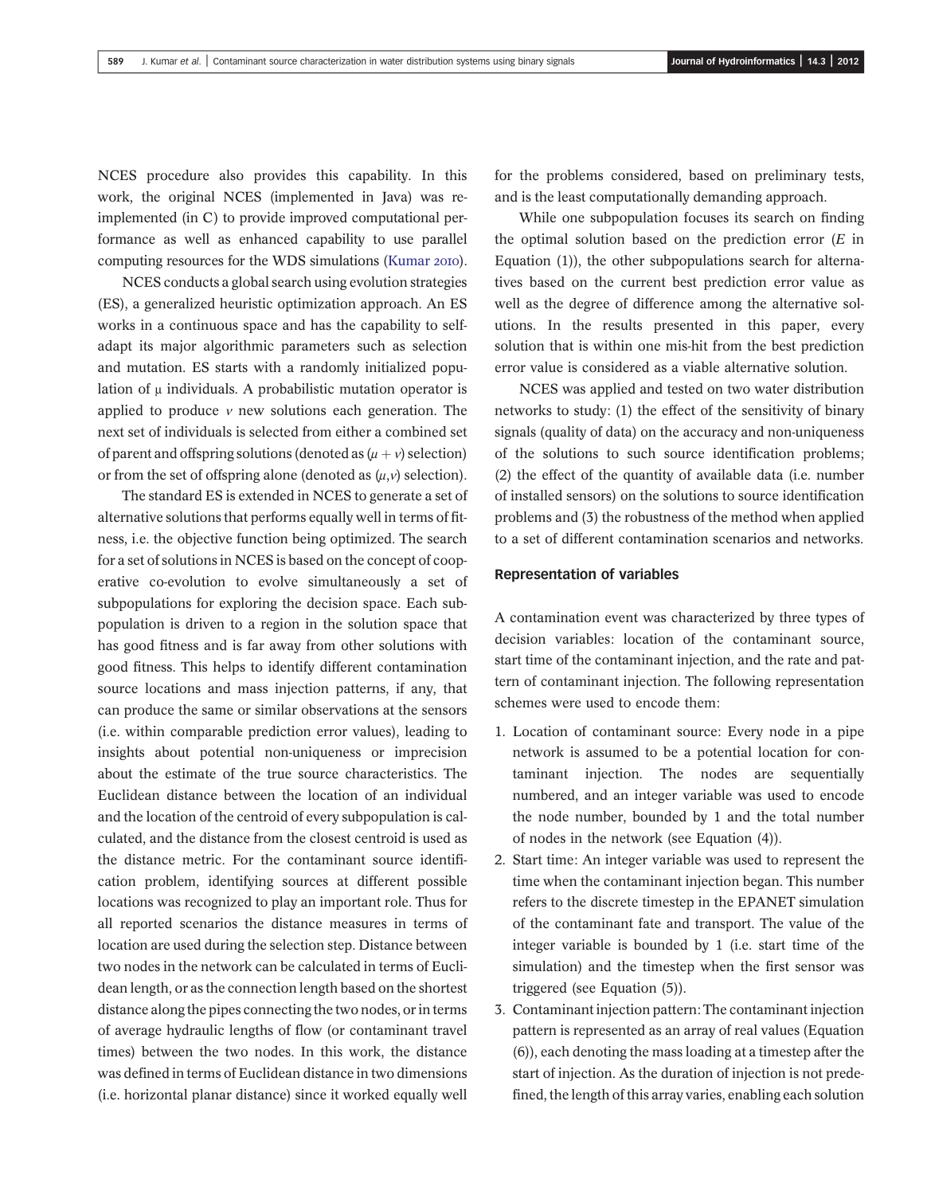NCES procedure also provides this capability. In this work, the original NCES (implemented in Java) was re-implemented (in C) to provide improved computational performance as well as enhanced capability to use parallel computing resources for the WDS simulations (Kumar 2010).

NCES conducts a global search using evolution strategies (ES), a generalized heuristic optimization approach. An ES works in a continuous space and has the capability to self-adapt its major algorithmic parameters such as selection and mutation. ES starts with a randomly initialized population of $\mu$ individuals. A probabilistic mutation operator is applied to produce $\nu$ new solutions each generation. The next set of individuals is selected from either a combined set of parent and offspring solutions (denoted as $(\mu + \nu)$ selection) or from the set of offspring alone (denoted as $(\mu,\nu)$ selection).

The standard ES is extended in NCES to generate a set of alternative solutions that performs equally well in terms of fitness, i.e. the objective function being optimized. The search for a set of solutions in NCES is based on the concept of cooperative co-evolution to evolve simultaneously a set of subpopulations for exploring the decision space. Each subpopulation is driven to a region in the solution space that has good fitness and is far away from other solutions with good fitness. This helps to identify different contamination source locations and mass injection patterns, if any, that can produce the same or similar observations at the sensors (i.e. within comparable prediction error values), leading to insights about potential non-uniqueness or imprecision about the estimate of the true source characteristics. The Euclidean distance between the location of an individual and the location of the centroid of every subpopulation is calculated, and the distance from the closest centroid is used as the distance metric. For the contaminant source identification problem, identifying sources at different possible locations was recognized to play an important role. Thus for all reported scenarios the distance measures in terms of location are used during the selection step. Distance between two nodes in the network can be calculated in terms of Euclidean length, or as the connection length based on the shortest distance along the pipes connecting the two nodes, or in terms of average hydraulic lengths of flow (or contaminant travel times) between the two nodes. In this work, the distance was defined in terms of Euclidean distance in two dimensions (i.e. horizontal planar distance) since it worked equally well for the problems considered, based on preliminary tests, and is the least computationally demanding approach.

While one subpopulation focuses its search on finding the optimal solution based on the prediction error ($E$ in Equation (1)), the other subpopulations search for alternatives based on the current best prediction error value as well as the degree of difference among the alternative solutions. In the results presented in this paper, every solution that is within one mis-hit from the best prediction error value is considered as a viable alternative solution.

NCES was applied and tested on two water distribution networks to study: (1) the effect of the sensitivity of binary signals (quality of data) on the accuracy and non-uniqueness of the solutions to such source identification problems; (2) the effect of the quantity of available data (i.e. number of installed sensors) on the solutions to source identification problems and (3) the robustness of the method when applied to a set of different contamination scenarios and networks.

## Representation of variables

A contamination event was characterized by three types of decision variables: location of the contaminant source, start time of the contaminant injection, and the rate and pattern of contaminant injection. The following representation schemes were used to encode them:

1. Location of contaminant source: Every node in a pipe network is assumed to be a potential location for contaminant injection. The nodes are sequentially numbered, and an integer variable was used to encode the node number, bounded by 1 and the total number of nodes in the network (see Equation (4)).
2. Start time: An integer variable was used to represent the time when the contaminant injection began. This number refers to the discrete timestep in the EPANET simulation of the contaminant fate and transport. The value of the integer variable is bounded by 1 (i.e. start time of the simulation) and the timestep when the first sensor was triggered (see Equation (5)).
3. Contaminant injection pattern: The contaminant injection pattern is represented as an array of real values (Equation (6)), each denoting the mass loading at a timestep after the start of injection. As the duration of injection is not predefined, the length of this array varies, enabling each solution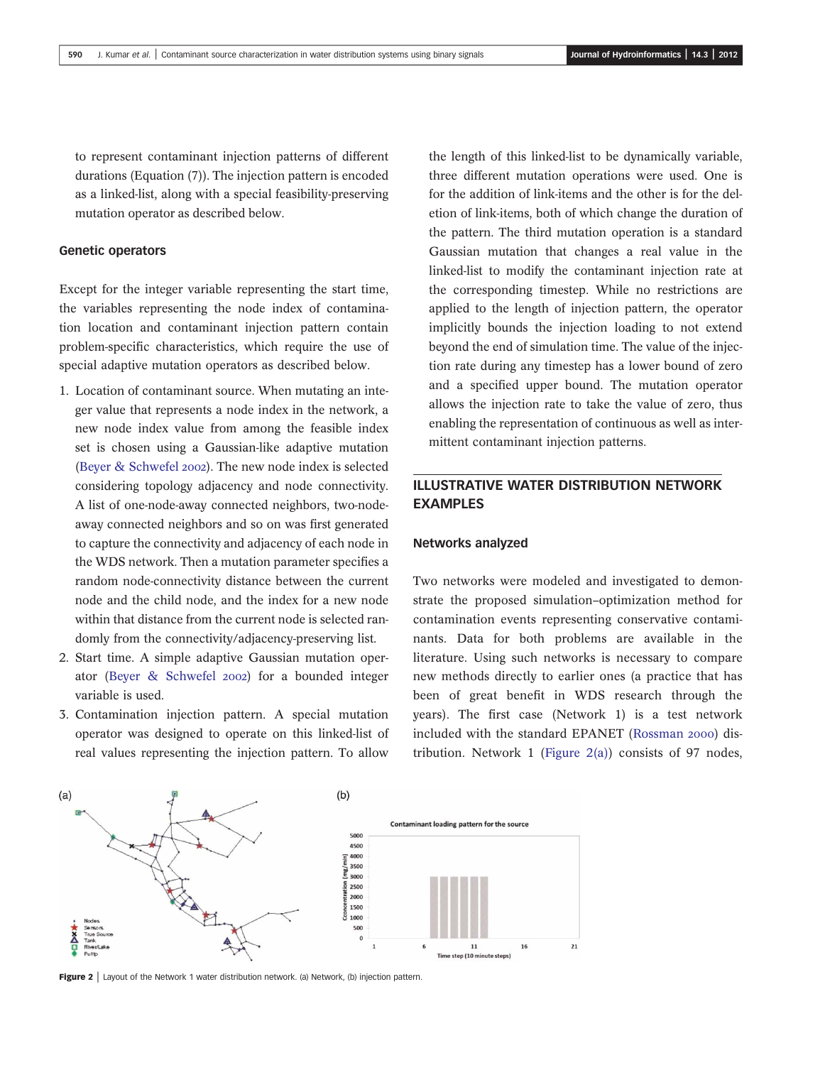to represent contaminant injection patterns of different durations (Equation (7)). The injection pattern is encoded as a linked-list, along with a special feasibility-preserving mutation operator as described below.

### Genetic operators

Except for the integer variable representing the start time, the variables representing the node index of contamination location and contaminant injection pattern contain problem-specific characteristics, which require the use of special adaptive mutation operators as described below.

1. Location of contaminant source. When mutating an integer value that represents a node index in the network, a new node index value from among the feasible index set is chosen using a Gaussian-like adaptive mutation (Beyer & Schwefel 2002). The new node index is selected considering topology adjacency and node connectivity. A list of one-node-away connected neighbors, two-node-away connected neighbors and so on was first generated to capture the connectivity and adjacency of each node in the WDS network. Then a mutation parameter specifies a random node-connectivity distance between the current node and the child node, and the index for a new node within that distance from the current node is selected randomly from the connectivity/adjacency-preserving list.
2. Start time. A simple adaptive Gaussian mutation operator (Beyer & Schwefel 2002) for a bounded integer variable is used.
3. Contamination injection pattern. A special mutation operator was designed to operate on this linked-list of real values representing the injection pattern. To allow the length of this linked-list to be dynamically variable, three different mutation operations were used. One is for the addition of link-items and the other is for the deletion of link-items, both of which change the duration of the pattern. The third mutation operation is a standard Gaussian mutation that changes a real value in the linked-list to modify the contaminant injection rate at the corresponding timestep. While no restrictions are applied to the length of injection pattern, the operator implicitly bounds the injection loading to not extend beyond the end of simulation time. The value of the injection rate during any timestep has a lower bound of zero and a specified upper bound. The mutation operator allows the injection rate to take the value of zero, thus enabling the representation of continuous as well as intermittent contaminant injection patterns.

## ILLUSTRATIVE WATER DISTRIBUTION NETWORK EXAMPLES

### Networks analyzed

Two networks were modeled and investigated to demonstrate the proposed simulation–optimization method for contamination events representing conservative contaminants. Data for both problems are available in the literature. Using such networks is necessary to compare new methods directly to earlier ones (a practice that has been of great benefit in WDS research through the years). The first case (Network 1) is a test network included with the standard EPANET (Rossman 2000) distribution. Network 1 (Figure 2(a)) consists of 97 nodes,

**Figure 2** | Layout of the Network 1 water distribution network. (a) Network, (b) injection pattern.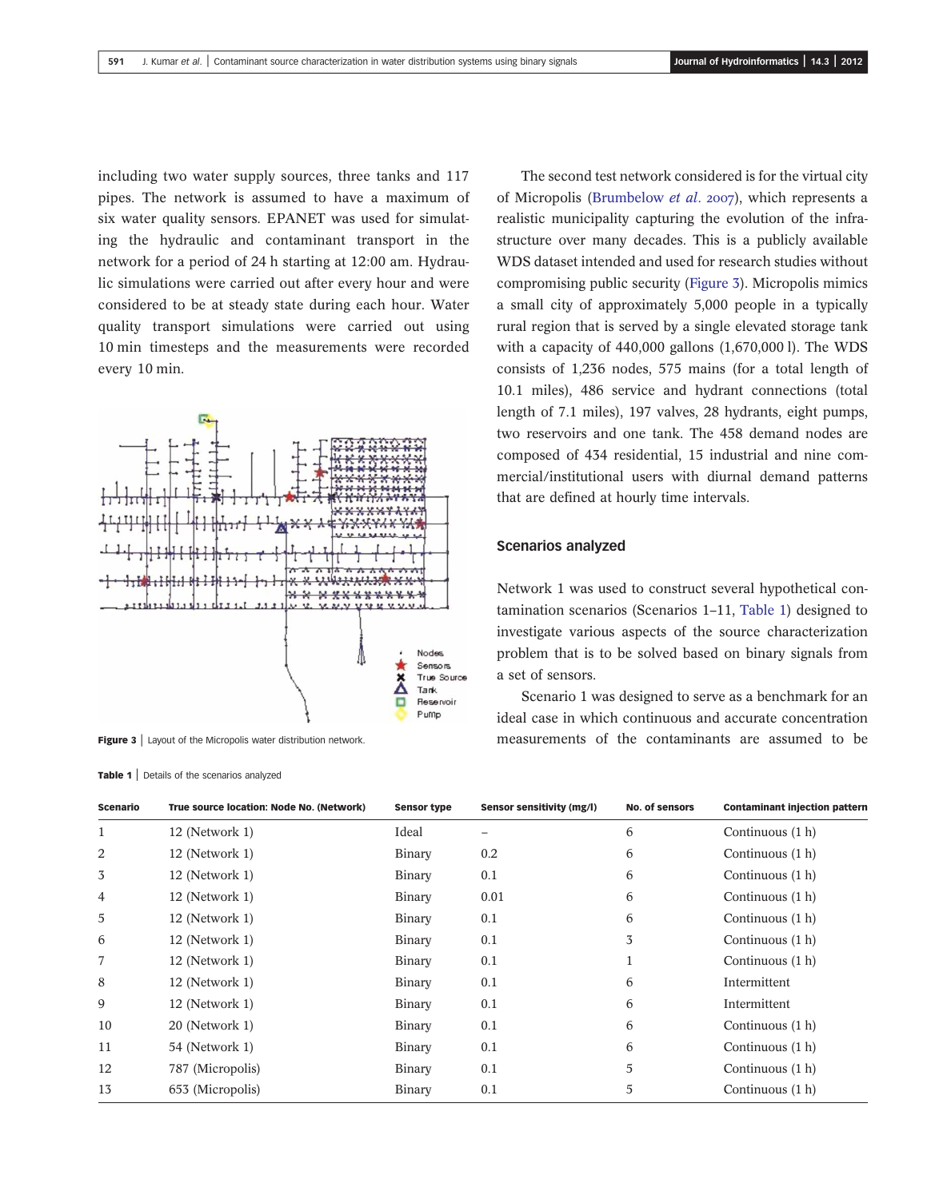including two water supply sources, three tanks and 117 pipes. The network is assumed to have a maximum of six water quality sensors. EPANET was used for simulating the hydraulic and contaminant transport in the network for a period of 24 h starting at 12:00 am. Hydraulic simulations were carried out after every hour and were considered to be at steady state during each hour. Water quality transport simulations were carried out using 10 min timesteps and the measurements were recorded every 10 min.

**Figure 3** | Layout of the Micropolis water distribution network.

The second test network considered is for the virtual city of Micropolis (Brumbelow *et al.* 2007), which represents a realistic municipality capturing the evolution of the infrastructure over many decades. This is a publicly available WDS dataset intended and used for research studies without compromising public security (Figure 3). Micropolis mimics a small city of approximately 5,000 people in a typically rural region that is served by a single elevated storage tank with a capacity of 440,000 gallons (1,670,000 l). The WDS consists of 1,236 nodes, 575 mains (for a total length of 10.1 miles), 486 service and hydrant connections (total length of 7.1 miles), 197 valves, 28 hydrants, eight pumps, two reservoirs and one tank. The 458 demand nodes are composed of 434 residential, 15 industrial and nine commercial/institutional users with diurnal demand patterns that are defined at hourly time intervals.

## Scenarios analyzed

Network 1 was used to construct several hypothetical contamination scenarios (Scenarios 1–11, Table 1) designed to investigate various aspects of the source characterization problem that is to be solved based on binary signals from a set of sensors.

Scenario 1 was designed to serve as a benchmark for an ideal case in which continuous and accurate concentration measurements of the contaminants are assumed to be

**Table 1** | Details of the scenarios analyzed

| Scenario | True source location: Node No. (Network) | Sensor type | Sensor sensitivity (mg/l) | No. of sensors | Contaminant injection pattern |
|---|---|---|---|---|---|
| 1 | 12 (Network 1) | Ideal | – | 6 | Continuous (1 h) |
| 2 | 12 (Network 1) | Binary | 0.2 | 6 | Continuous (1 h) |
| 3 | 12 (Network 1) | Binary | 0.1 | 6 | Continuous (1 h) |
| 4 | 12 (Network 1) | Binary | 0.01 | 6 | Continuous (1 h) |
| 5 | 12 (Network 1) | Binary | 0.1 | 6 | Continuous (1 h) |
| 6 | 12 (Network 1) | Binary | 0.1 | 3 | Continuous (1 h) |
| 7 | 12 (Network 1) | Binary | 0.1 | 1 | Continuous (1 h) |
| 8 | 12 (Network 1) | Binary | 0.1 | 6 | Intermittent |
| 9 | 12 (Network 1) | Binary | 0.1 | 6 | Intermittent |
| 10 | 20 (Network 1) | Binary | 0.1 | 6 | Continuous (1 h) |
| 11 | 54 (Network 1) | Binary | 0.1 | 6 | Continuous (1 h) |
| 12 | 787 (Micropolis) | Binary | 0.1 | 5 | Continuous (1 h) |
| 13 | 653 (Micropolis) | Binary | 0.1 | 5 | Continuous (1 h) |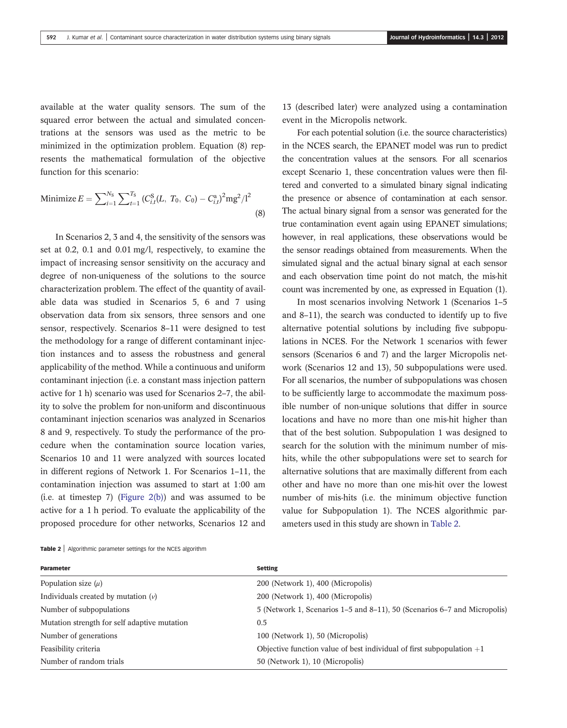available at the water quality sensors. The sum of the squared error between the actual and simulated concentrations at the sensors was used as the metric to be minimized in the optimization problem. Equation (8) represents the mathematical formulation of the objective function for this scenario:

$$\text{Minimize } E = \sum_{i=1}^{N_S} \sum_{t=1}^{T_S} (C_{i,t}^{S}(L,\ T_0,\ C_0) - C_{i,t}^{a})^2 \text{mg}^2/\text{l}^2 \tag{8}$$

In Scenarios 2, 3 and 4, the sensitivity of the sensors was set at 0.2, 0.1 and 0.01 mg/l, respectively, to examine the impact of increasing sensor sensitivity on the accuracy and degree of non-uniqueness of the solutions to the source characterization problem. The effect of the quantity of available data was studied in Scenarios 5, 6 and 7 using observation data from six sensors, three sensors and one sensor, respectively. Scenarios 8–11 were designed to test the methodology for a range of different contaminant injection instances and to assess the robustness and general applicability of the method. While a continuous and uniform contaminant injection (i.e. a constant mass injection pattern active for 1 h) scenario was used for Scenarios 2–7, the ability to solve the problem for non-uniform and discontinuous contaminant injection scenarios was analyzed in Scenarios 8 and 9, respectively. To study the performance of the procedure when the contamination source location varies, Scenarios 10 and 11 were analyzed with sources located in different regions of Network 1. For Scenarios 1–11, the contamination injection was assumed to start at 1:00 am (i.e. at timestep 7) (Figure 2(b)) and was assumed to be active for a 1 h period. To evaluate the applicability of the proposed procedure for other networks, Scenarios 12 and 13 (described later) were analyzed using a contamination event in the Micropolis network.

For each potential solution (i.e. the source characteristics) in the NCES search, the EPANET model was run to predict the concentration values at the sensors. For all scenarios except Scenario 1, these concentration values were then filtered and converted to a simulated binary signal indicating the presence or absence of contamination at each sensor. The actual binary signal from a sensor was generated for the true contamination event again using EPANET simulations; however, in real applications, these observations would be the sensor readings obtained from measurements. When the simulated signal and the actual binary signal at each sensor and each observation time point do not match, the mis-hit count was incremented by one, as expressed in Equation (1).

In most scenarios involving Network 1 (Scenarios 1–5 and 8–11), the search was conducted to identify up to five alternative potential solutions by including five subpopulations in NCES. For the Network 1 scenarios with fewer sensors (Scenarios 6 and 7) and the larger Micropolis network (Scenarios 12 and 13), 50 subpopulations were used. For all scenarios, the number of subpopulations was chosen to be sufficiently large to accommodate the maximum possible number of non-unique solutions that differ in source locations and have no more than one mis-hit higher than that of the best solution. Subpopulation 1 was designed to search for the solution with the minimum number of mis-hits, while the other subpopulations were set to search for alternative solutions that are maximally different from each other and have no more than one mis-hit over the lowest number of mis-hits (i.e. the minimum objective function value for Subpopulation 1). The NCES algorithmic parameters used in this study are shown in Table 2.

**Table 2** | Algorithmic parameter settings for the NCES algorithm

| Parameter | Setting |
|---|---|
| Population size ($\mu$) | 200 (Network 1), 400 (Micropolis) |
| Individuals created by mutation ($\nu$) | 200 (Network 1), 400 (Micropolis) |
| Number of subpopulations | 5 (Network 1, Scenarios 1–5 and 8–11), 50 (Scenarios 6–7 and Micropolis) |
| Mutation strength for self adaptive mutation | 0.5 |
| Number of generations | 100 (Network 1), 50 (Micropolis) |
| Feasibility criteria | Objective function value of best individual of first subpopulation +1 |
| Number of random trials | 50 (Network 1), 10 (Micropolis) |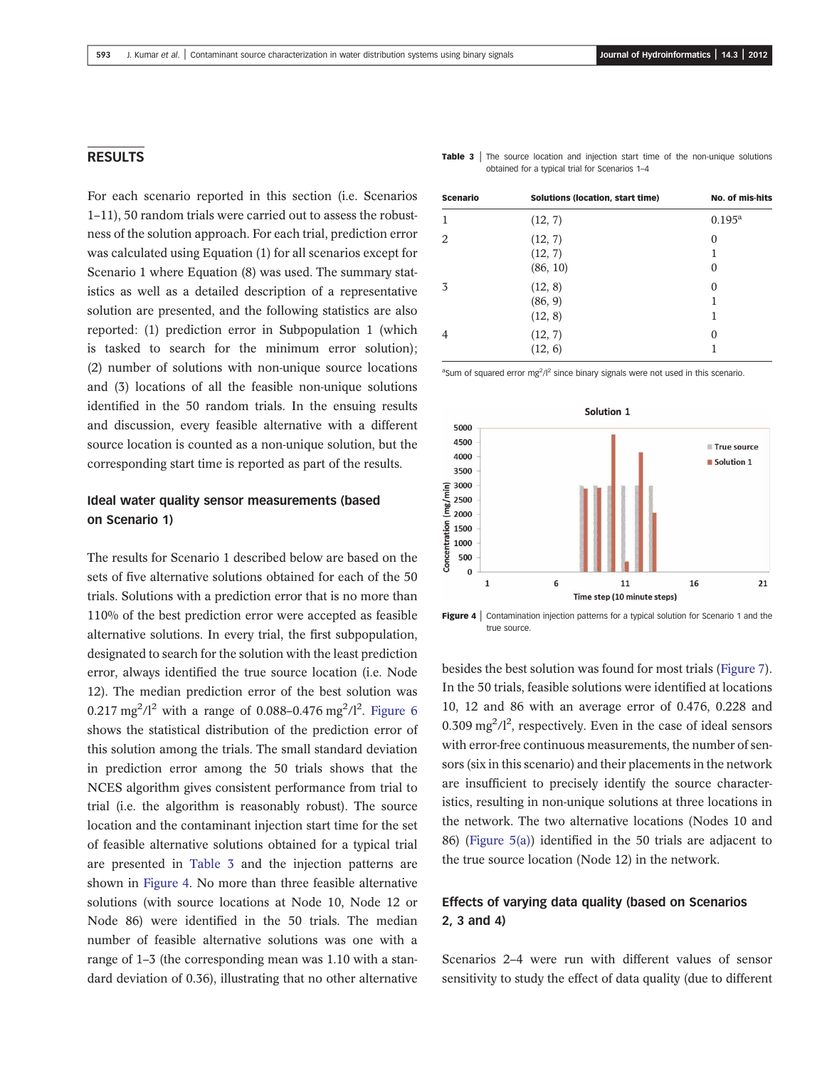## RESULTS

For each scenario reported in this section (i.e. Scenarios 1–11), 50 random trials were carried out to assess the robustness of the solution approach. For each trial, prediction error was calculated using Equation (1) for all scenarios except for Scenario 1 where Equation (8) was used. The summary statistics as well as a detailed description of a representative solution are presented, and the following statistics are also reported: (1) prediction error in Subpopulation 1 (which is tasked to search for the minimum error solution); (2) number of solutions with non-unique source locations and (3) locations of all the feasible non-unique solutions identified in the 50 random trials. In the ensuing results and discussion, every feasible alternative with a different source location is counted as a non-unique solution, but the corresponding start time is reported as part of the results.

### Ideal water quality sensor measurements (based on Scenario 1)

The results for Scenario 1 described below are based on the sets of five alternative solutions obtained for each of the 50 trials. Solutions with a prediction error that is no more than 110% of the best prediction error were accepted as feasible alternative solutions. In every trial, the first subpopulation, designated to search for the solution with the least prediction error, always identified the true source location (i.e. Node 12). The median prediction error of the best solution was 0.217 $mg^2/l^2$ with a range of 0.088–0.476 $mg^2/l^2$. Figure 6 shows the statistical distribution of the prediction error of this solution among the trials. The small standard deviation in prediction error among the 50 trials shows that the NCES algorithm gives consistent performance from trial to trial (i.e. the algorithm is reasonably robust). The source location and the contaminant injection start time for the set of feasible alternative solutions obtained for a typical trial are presented in Table 3 and the injection patterns are shown in Figure 4. No more than three feasible alternative solutions (with source locations at Node 10, Node 12 or Node 86) were identified in the 50 trials. The median number of feasible alternative solutions was one with a range of 1–3 (the corresponding mean was 1.10 with a standard deviation of 0.36), illustrating that no other alternative besides the best solution was found for most trials (Figure 7). In the 50 trials, feasible solutions were identified at locations 10, 12 and 86 with an average error of 0.476, 0.228 and 0.309 $mg^2/l^2$, respectively. Even in the case of ideal sensors with error-free continuous measurements, the number of sensors (six in this scenario) and their placements in the network are insufficient to precisely identify the source characteristics, resulting in non-unique solutions at three locations in the network. The two alternative locations (Nodes 10 and 86) (Figure 5(a)) identified in the 50 trials are adjacent to the true source location (Node 12) in the network.

**Table 3** | The source location and injection start time of the non-unique solutions obtained for a typical trial for Scenarios 1–4

| Scenario | Solutions (location, start time) | No. of mis-hits |
|---|---|---|
| 1 | (12, 7) | 0.195[a] |
| 2 | (12, 7) | 0 |
| | (12, 7) | 1 |
| | (86, 10) | 0 |
| 3 | (12, 8) | 0 |
| | (86, 9) | 1 |
| | (12, 8) | 1 |
| 4 | (12, 7) | 0 |
| | (12, 6) | 1 |

[a]Sum of squared error $mg^2/l^2$ since binary signals were not used in this scenario.

**Figure 4** | Contamination injection patterns for a typical solution for Scenario 1 and the true source.

### Effects of varying data quality (based on Scenarios 2, 3 and 4)

Scenarios 2–4 were run with different values of sensor sensitivity to study the effect of data quality (due to different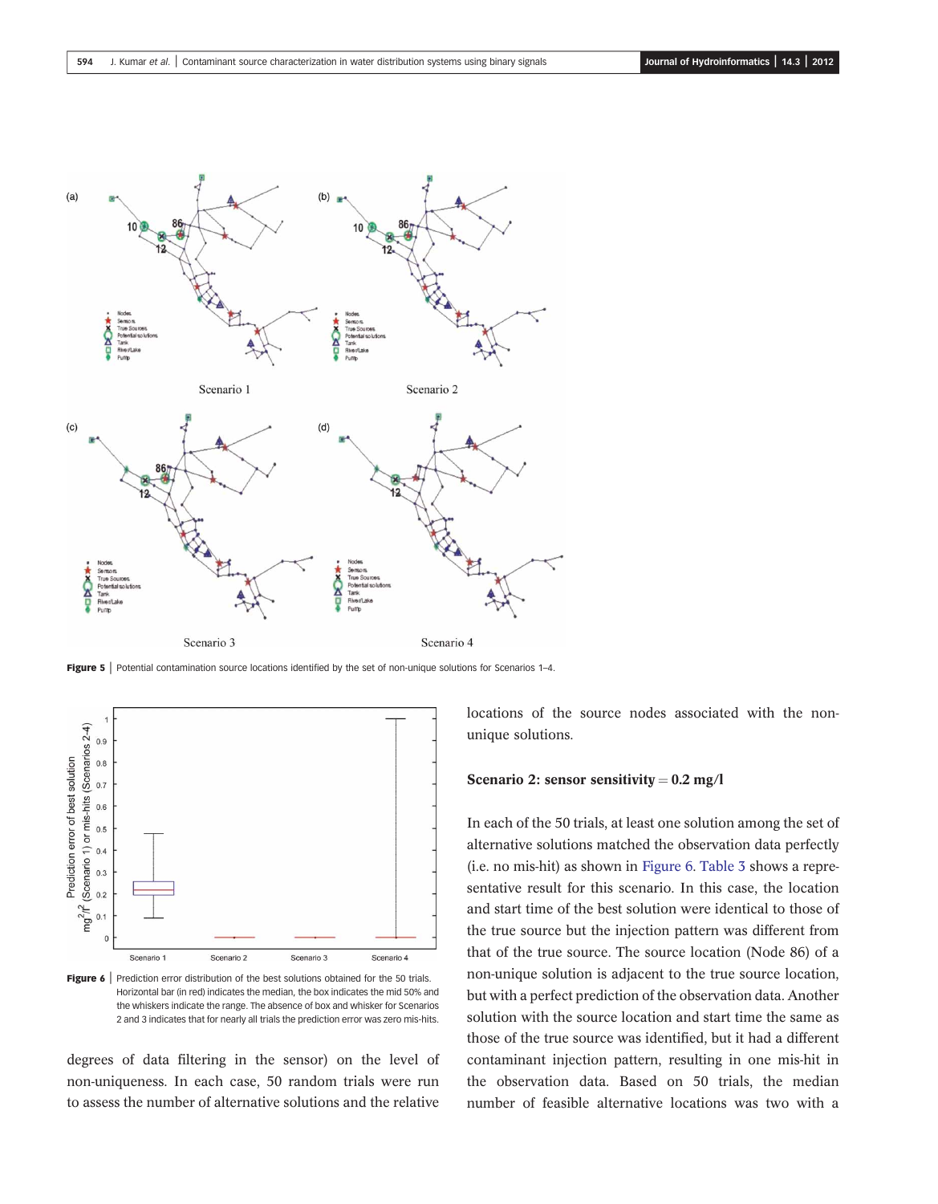Figure 5 | Potential contamination source locations identified by the set of non-unique solutions for Scenarios 1–4.

Figure 6 | Prediction error distribution of the best solutions obtained for the 50 trials. Horizontal bar (in red) indicates the median, the box indicates the mid 50% and the whiskers indicate the range. The absence of box and whisker for Scenarios 2 and 3 indicates that for nearly all trials the prediction error was zero mis-hits.

degrees of data filtering in the sensor) on the level of non-uniqueness. In each case, 50 random trials were run to assess the number of alternative solutions and the relative locations of the source nodes associated with the non-unique solutions.

### Scenario 2: sensor sensitivity = 0.2 mg/l

In each of the 50 trials, at least one solution among the set of alternative solutions matched the observation data perfectly (i.e. no mis-hit) as shown in Figure 6. Table 3 shows a representative result for this scenario. In this case, the location and start time of the best solution were identical to those of the true source but the injection pattern was different from that of the true source. The source location (Node 86) of a non-unique solution is adjacent to the true source location, but with a perfect prediction of the observation data. Another solution with the source location and start time the same as those of the true source was identified, but it had a different contaminant injection pattern, resulting in one mis-hit in the observation data. Based on 50 trials, the median number of feasible alternative locations was two with a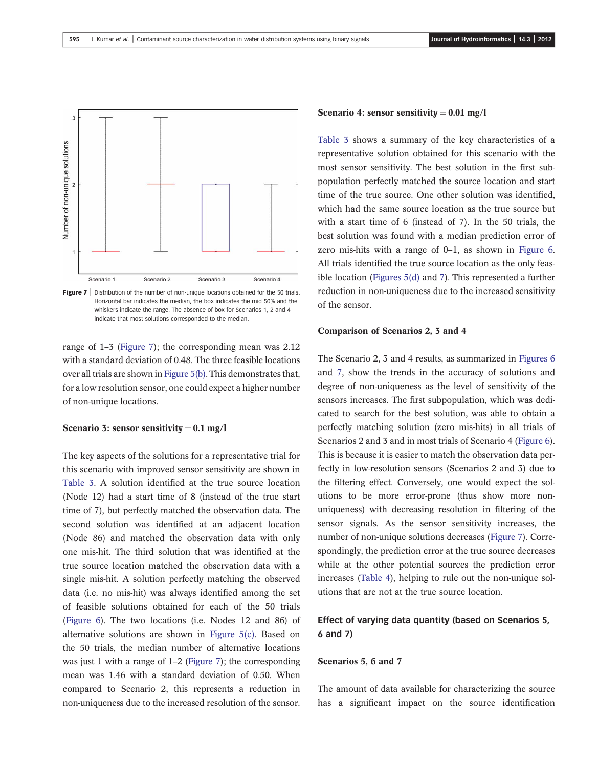Figure 7 | Distribution of the number of non-unique locations obtained for the 50 trials. Horizontal bar indicates the median, the box indicates the mid 50% and the whiskers indicate the range. The absence of box for Scenarios 1, 2 and 4 indicate that most solutions corresponded to the median.

range of 1–3 (Figure 7); the corresponding mean was 2.12 with a standard deviation of 0.48. The three feasible locations over all trials are shown in Figure 5(b). This demonstrates that, for a low resolution sensor, one could expect a higher number of non-unique locations.

### Scenario 3: sensor sensitivity = 0.1 mg/l

The key aspects of the solutions for a representative trial for this scenario with improved sensor sensitivity are shown in Table 3. A solution identified at the true source location (Node 12) had a start time of 8 (instead of the true start time of 7), but perfectly matched the observation data. The second solution was identified at an adjacent location (Node 86) and matched the observation data with only one mis-hit. The third solution that was identified at the true source location matched the observation data with a single mis-hit. A solution perfectly matching the observed data (i.e. no mis-hit) was always identified among the set of feasible solutions obtained for each of the 50 trials (Figure 6). The two locations (i.e. Nodes 12 and 86) of alternative solutions are shown in Figure 5(c). Based on the 50 trials, the median number of alternative locations was just 1 with a range of 1–2 (Figure 7); the corresponding mean was 1.46 with a standard deviation of 0.50. When compared to Scenario 2, this represents a reduction in non-uniqueness due to the increased resolution of the sensor.

### Scenario 4: sensor sensitivity = 0.01 mg/l

Table 3 shows a summary of the key characteristics of a representative solution obtained for this scenario with the most sensor sensitivity. The best solution in the first subpopulation perfectly matched the source location and start time of the true source. One other solution was identified, which had the same source location as the true source but with a start time of 6 (instead of 7). In the 50 trials, the best solution was found with a median prediction error of zero mis-hits with a range of 0–1, as shown in Figure 6. All trials identified the true source location as the only feasible location (Figures 5(d) and 7). This represented a further reduction in non-uniqueness due to the increased sensitivity of the sensor.

### Comparison of Scenarios 2, 3 and 4

The Scenario 2, 3 and 4 results, as summarized in Figures 6 and 7, show the trends in the accuracy of solutions and degree of non-uniqueness as the level of sensitivity of the sensors increases. The first subpopulation, which was dedicated to search for the best solution, was able to obtain a perfectly matching solution (zero mis-hits) in all trials of Scenarios 2 and 3 and in most trials of Scenario 4 (Figure 6). This is because it is easier to match the observation data perfectly in low-resolution sensors (Scenarios 2 and 3) due to the filtering effect. Conversely, one would expect the solutions to be more error-prone (thus show more non-uniqueness) with decreasing resolution in filtering of the sensor signals. As the sensor sensitivity increases, the number of non-unique solutions decreases (Figure 7). Correspondingly, the prediction error at the true source decreases while at the other potential sources the prediction error increases (Table 4), helping to rule out the non-unique solutions that are not at the true source location.

## Effect of varying data quantity (based on Scenarios 5, 6 and 7)

### Scenarios 5, 6 and 7

The amount of data available for characterizing the source has a significant impact on the source identification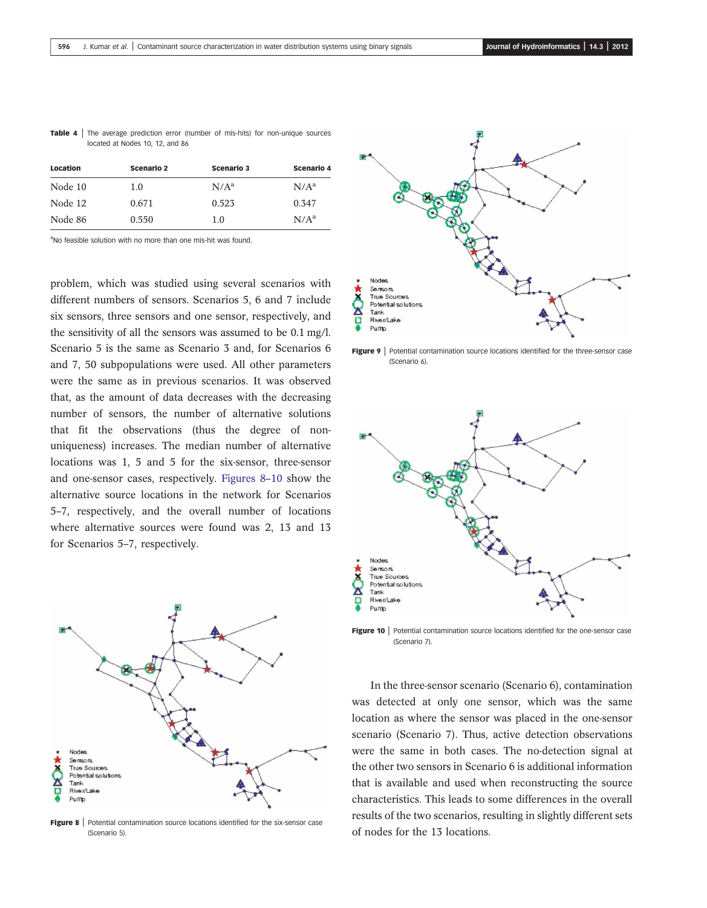**Table 4** | The average prediction error (number of mis-hits) for non-unique sources located at Nodes 10, 12, and 86

| Location | Scenario 2 | Scenario 3 | Scenario 4 |
|---|---|---|---|
| Node 10 | 1.0 | N/A[a] | N/A[a] |
| Node 12 | 0.671 | 0.523 | 0.347 |
| Node 86 | 0.550 | 1.0 | N/A[a] |

[a]No feasible solution with no more than one mis-hit was found.

problem, which was studied using several scenarios with different numbers of sensors. Scenarios 5, 6 and 7 include six sensors, three sensors and one sensor, respectively, and the sensitivity of all the sensors was assumed to be 0.1 mg/l. Scenario 5 is the same as Scenario 3 and, for Scenarios 6 and 7, 50 subpopulations were used. All other parameters were the same as in previous scenarios. It was observed that, as the amount of data decreases with the decreasing number of sensors, the number of alternative solutions that fit the observations (thus the degree of non-uniqueness) increases. The median number of alternative locations was 1, 5 and 5 for the six-sensor, three-sensor and one-sensor cases, respectively. Figures 8–10 show the alternative source locations in the network for Scenarios 5–7, respectively, and the overall number of locations where alternative sources were found was 2, 13 and 13 for Scenarios 5–7, respectively.

**Figure 8** | Potential contamination source locations identified for the six-sensor case (Scenario 5).

**Figure 9** | Potential contamination source locations identified for the three-sensor case (Scenario 6).

**Figure 10** | Potential contamination source locations identified for the one-sensor case (Scenario 7).

In the three-sensor scenario (Scenario 6), contamination was detected at only one sensor, which was the same location as where the sensor was placed in the one-sensor scenario (Scenario 7). Thus, active detection observations were the same in both cases. The no-detection signal at the other two sensors in Scenario 6 is additional information that is available and used when reconstructing the source characteristics. This leads to some differences in the overall results of the two scenarios, resulting in slightly different sets of nodes for the 13 locations.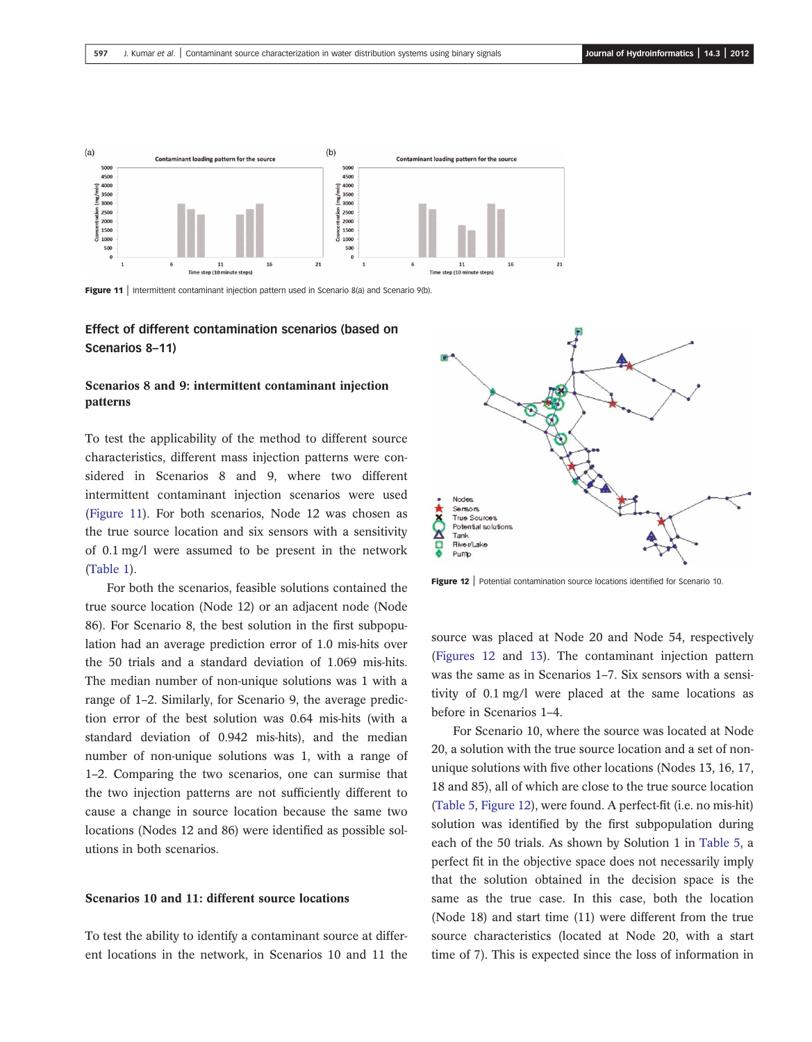Figure 11 | Intermittent contaminant injection pattern used in Scenario 8(a) and Scenario 9(b).

## Effect of different contamination scenarios (based on Scenarios 8–11)

### Scenarios 8 and 9: intermittent contaminant injection patterns

To test the applicability of the method to different source characteristics, different mass injection patterns were considered in Scenarios 8 and 9, where two different intermittent contaminant injection scenarios were used (Figure 11). For both scenarios, Node 12 was chosen as the true source location and six sensors with a sensitivity of 0.1 mg/l were assumed to be present in the network (Table 1).

For both the scenarios, feasible solutions contained the true source location (Node 12) or an adjacent node (Node 86). For Scenario 8, the best solution in the first subpopulation had an average prediction error of 1.0 mis-hits over the 50 trials and a standard deviation of 1.069 mis-hits. The median number of non-unique solutions was 1 with a range of 1–2. Similarly, for Scenario 9, the average prediction error of the best solution was 0.64 mis-hits (with a standard deviation of 0.942 mis-hits), and the median number of non-unique solutions was 1, with a range of 1–2. Comparing the two scenarios, one can surmise that the two injection patterns are not sufficiently different to cause a change in source location because the same two locations (Nodes 12 and 86) were identified as possible solutions in both scenarios.

### Scenarios 10 and 11: different source locations

To test the ability to identify a contaminant source at different locations in the network, in Scenarios 10 and 11 the source was placed at Node 20 and Node 54, respectively (Figures 12 and 13). The contaminant injection pattern was the same as in Scenarios 1–7. Six sensors with a sensitivity of 0.1 mg/l were placed at the same locations as before in Scenarios 1–4.

Figure 12 | Potential contamination source locations identified for Scenario 10.

For Scenario 10, where the source was located at Node 20, a solution with the true source location and a set of non-unique solutions with five other locations (Nodes 13, 16, 17, 18 and 85), all of which are close to the true source location (Table 5, Figure 12), were found. A perfect-fit (i.e. no mis-hit) solution was identified by the first subpopulation during each of the 50 trials. As shown by Solution 1 in Table 5, a perfect fit in the objective space does not necessarily imply that the solution obtained in the decision space is the same as the true case. In this case, both the location (Node 18) and start time (11) were different from the true source characteristics (located at Node 20, with a start time of 7). This is expected since the loss of information in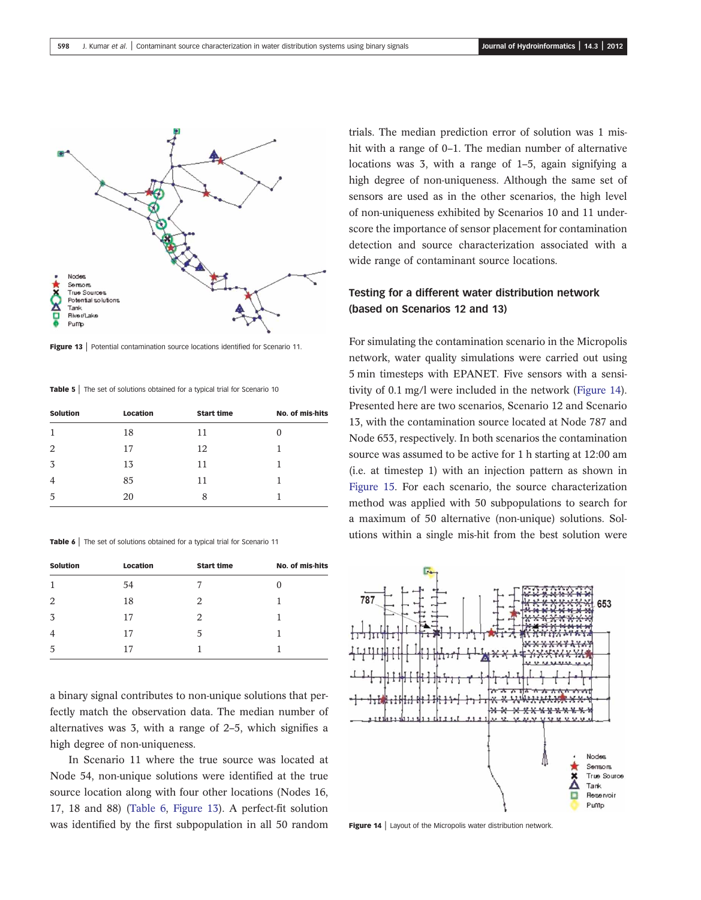Figure 13 | Potential contamination source locations identified for Scenario 11.

Table 5 | The set of solutions obtained for a typical trial for Scenario 10

| Solution | Location | Start time | No. of mis-hits |
|---|---|---|---|
| 1 | 18 | 11 | 0 |
| 2 | 17 | 12 | 1 |
| 3 | 13 | 11 | 1 |
| 4 | 85 | 11 | 1 |
| 5 | 20 | 8 | 1 |

Table 6 | The set of solutions obtained for a typical trial for Scenario 11

| Solution | Location | Start time | No. of mis-hits |
|---|---|---|---|
| 1 | 54 | 7 | 0 |
| 2 | 18 | 2 | 1 |
| 3 | 17 | 2 | 1 |
| 4 | 17 | 5 | 1 |
| 5 | 17 | 1 | 1 |

a binary signal contributes to non-unique solutions that perfectly match the observation data. The median number of alternatives was 3, with a range of 2–5, which signifies a high degree of non-uniqueness.

In Scenario 11 where the true source was located at Node 54, non-unique solutions were identified at the true source location along with four other locations (Nodes 16, 17, 18 and 88) (Table 6, Figure 13). A perfect-fit solution was identified by the first subpopulation in all 50 random trials. The median prediction error of solution was 1 mis-hit with a range of 0–1. The median number of alternative locations was 3, with a range of 1–5, again signifying a high degree of non-uniqueness. Although the same set of sensors are used as in the other scenarios, the high level of non-uniqueness exhibited by Scenarios 10 and 11 underscore the importance of sensor placement for contamination detection and source characterization associated with a wide range of contaminant source locations.

## Testing for a different water distribution network (based on Scenarios 12 and 13)

For simulating the contamination scenario in the Micropolis network, water quality simulations were carried out using 5 min timesteps with EPANET. Five sensors with a sensitivity of 0.1 mg/l were included in the network (Figure 14). Presented here are two scenarios, Scenario 12 and Scenario 13, with the contamination source located at Node 787 and Node 653, respectively. In both scenarios the contamination source was assumed to be active for 1 h starting at 12:00 am (i.e. at timestep 1) with an injection pattern as shown in Figure 15. For each scenario, the source characterization method was applied with 50 subpopulations to search for a maximum of 50 alternative (non-unique) solutions. Solutions within a single mis-hit from the best solution were

Figure 14 | Layout of the Micropolis water distribution network.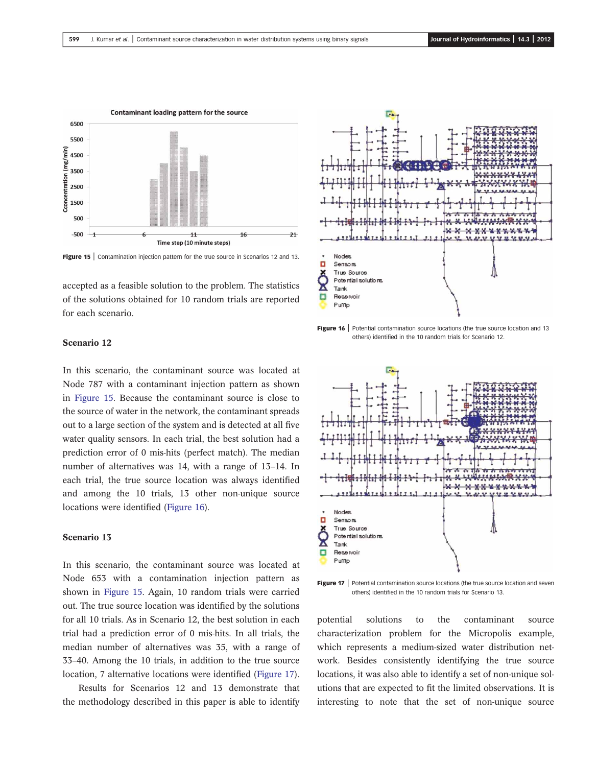**Figure 15** | Contamination injection pattern for the true source in Scenarios 12 and 13.

accepted as a feasible solution to the problem. The statistics of the solutions obtained for 10 random trials are reported for each scenario.

### Scenario 12

In this scenario, the contaminant source was located at Node 787 with a contaminant injection pattern as shown in Figure 15. Because the contaminant source is close to the source of water in the network, the contaminant spreads out to a large section of the system and is detected at all five water quality sensors. In each trial, the best solution had a prediction error of 0 mis-hits (perfect match). The median number of alternatives was 14, with a range of 13–14. In each trial, the true source location was always identified and among the 10 trials, 13 other non-unique source locations were identified (Figure 16).

### Scenario 13

In this scenario, the contaminant source was located at Node 653 with a contamination injection pattern as shown in Figure 15. Again, 10 random trials were carried out. The true source location was identified by the solutions for all 10 trials. As in Scenario 12, the best solution in each trial had a prediction error of 0 mis-hits. In all trials, the median number of alternatives was 35, with a range of 33–40. Among the 10 trials, in addition to the true source location, 7 alternative locations were identified (Figure 17).

Results for Scenarios 12 and 13 demonstrate that the methodology described in this paper is able to identify potential solutions to the contaminant source characterization problem for the Micropolis example, which represents a medium-sized water distribution network. Besides consistently identifying the true source locations, it was also able to identify a set of non-unique solutions that are expected to fit the limited observations. It is interesting to note that the set of non-unique source

**Figure 16** | Potential contamination source locations (the true source location and 13 others) identified in the 10 random trials for Scenario 12.

**Figure 17** | Potential contamination source locations (the true source location and seven others) identified in the 10 random trials for Scenario 13.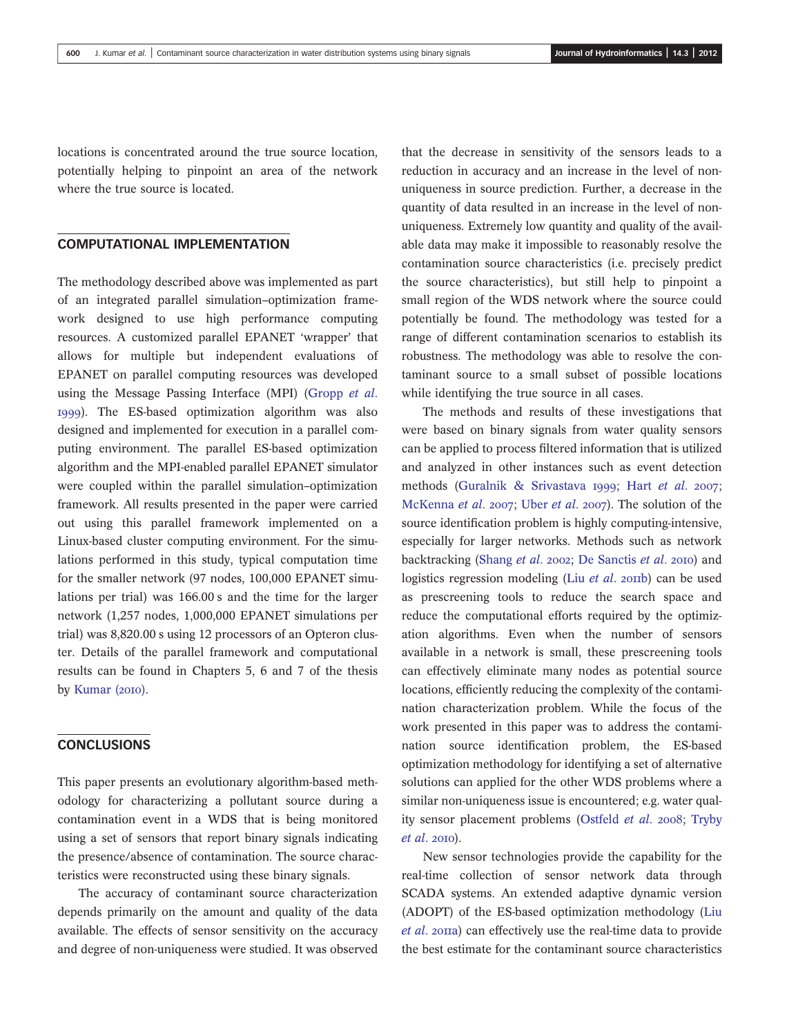locations is concentrated around the true source location, potentially helping to pinpoint an area of the network where the true source is located.

## COMPUTATIONAL IMPLEMENTATION

The methodology described above was implemented as part of an integrated parallel simulation–optimization framework designed to use high performance computing resources. A customized parallel EPANET 'wrapper' that allows for multiple but independent evaluations of EPANET on parallel computing resources was developed using the Message Passing Interface (MPI) (Gropp *et al.* 1999). The ES-based optimization algorithm was also designed and implemented for execution in a parallel computing environment. The parallel ES-based optimization algorithm and the MPI-enabled parallel EPANET simulator were coupled within the parallel simulation–optimization framework. All results presented in the paper were carried out using this parallel framework implemented on a Linux-based cluster computing environment. For the simulations performed in this study, typical computation time for the smaller network (97 nodes, 100,000 EPANET simulations per trial) was 166.00 s and the time for the larger network (1,257 nodes, 1,000,000 EPANET simulations per trial) was 8,820.00 s using 12 processors of an Opteron cluster. Details of the parallel framework and computational results can be found in Chapters 5, 6 and 7 of the thesis by Kumar (2010).

## CONCLUSIONS

This paper presents an evolutionary algorithm-based methodology for characterizing a pollutant source during a contamination event in a WDS that is being monitored using a set of sensors that report binary signals indicating the presence/absence of contamination. The source characteristics were reconstructed using these binary signals.

The accuracy of contaminant source characterization depends primarily on the amount and quality of the data available. The effects of sensor sensitivity on the accuracy and degree of non-uniqueness were studied. It was observed that the decrease in sensitivity of the sensors leads to a reduction in accuracy and an increase in the level of non-uniqueness in source prediction. Further, a decrease in the quantity of data resulted in an increase in the level of non-uniqueness. Extremely low quantity and quality of the available data may make it impossible to reasonably resolve the contamination source characteristics (i.e. precisely predict the source characteristics), but still help to pinpoint a small region of the WDS network where the source could potentially be found. The methodology was tested for a range of different contamination scenarios to establish its robustness. The methodology was able to resolve the contaminant source to a small subset of possible locations while identifying the true source in all cases.

The methods and results of these investigations that were based on binary signals from water quality sensors can be applied to process filtered information that is utilized and analyzed in other instances such as event detection methods (Guralnik & Srivastava 1999; Hart *et al.* 2007; McKenna *et al.* 2007; Uber *et al.* 2007). The solution of the source identification problem is highly computing-intensive, especially for larger networks. Methods such as network backtracking (Shang *et al.* 2002; De Sanctis *et al.* 2010) and logistics regression modeling (Liu *et al.* 2011b) can be used as prescreening tools to reduce the search space and reduce the computational efforts required by the optimization algorithms. Even when the number of sensors available in a network is small, these prescreening tools can effectively eliminate many nodes as potential source locations, efficiently reducing the complexity of the contamination characterization problem. While the focus of the work presented in this paper was to address the contamination source identification problem, the ES-based optimization methodology for identifying a set of alternative solutions can applied for the other WDS problems where a similar non-uniqueness issue is encountered; e.g. water quality sensor placement problems (Ostfeld *et al.* 2008; Tryby *et al.* 2010).

New sensor technologies provide the capability for the real-time collection of sensor network data through SCADA systems. An extended adaptive dynamic version (ADOPT) of the ES-based optimization methodology (Liu *et al.* 2011a) can effectively use the real-time data to provide the best estimate for the contaminant source characteristics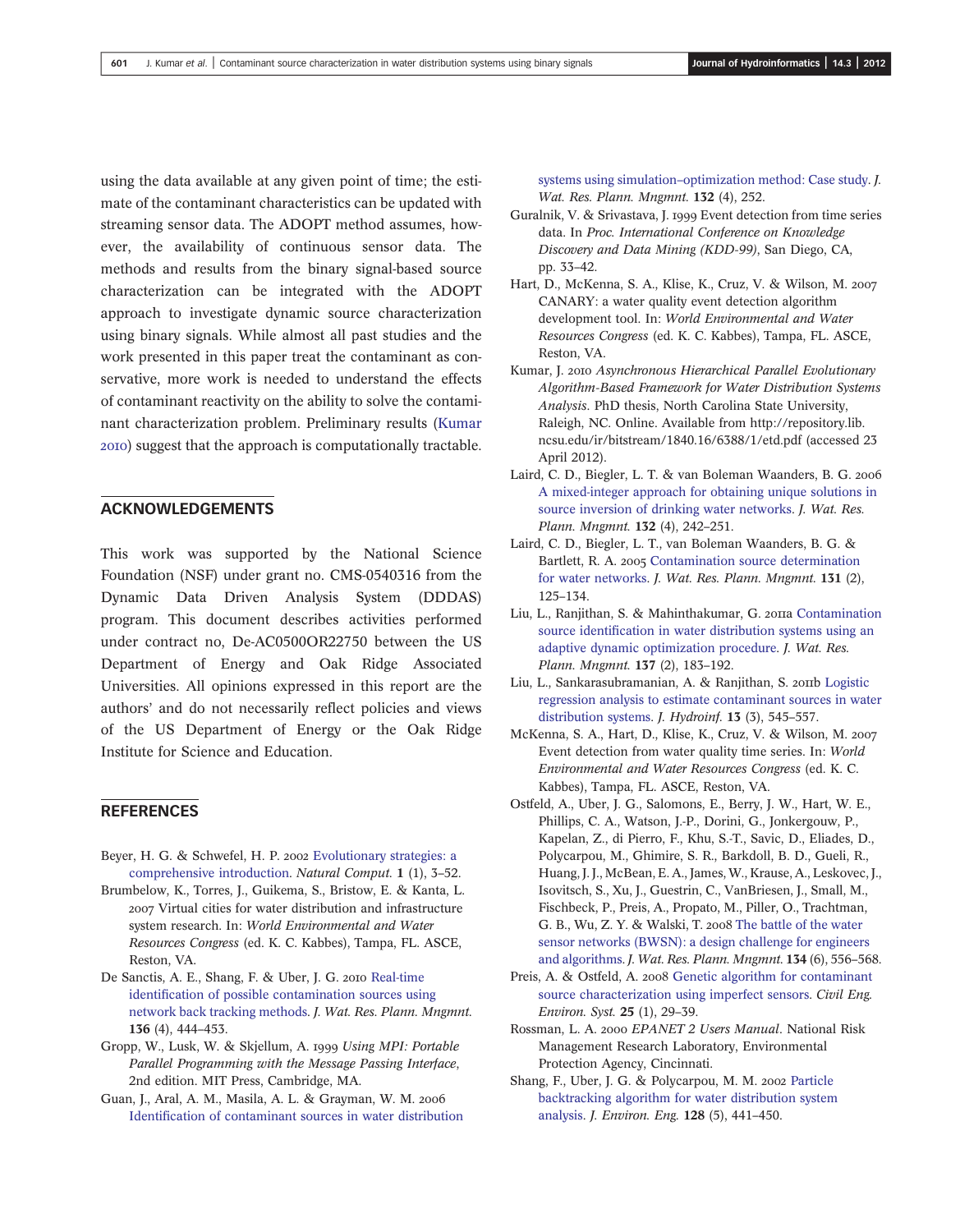using the data available at any given point of time; the estimate of the contaminant characteristics can be updated with streaming sensor data. The ADOPT method assumes, however, the availability of continuous sensor data. The methods and results from the binary signal-based source characterization can be integrated with the ADOPT approach to investigate dynamic source characterization using binary signals. While almost all past studies and the work presented in this paper treat the contaminant as conservative, more work is needed to understand the effects of contaminant reactivity on the ability to solve the contaminant characterization problem. Preliminary results (Kumar 2010) suggest that the approach is computationally tractable.

## ACKNOWLEDGEMENTS

This work was supported by the National Science Foundation (NSF) under grant no. CMS-0540316 from the Dynamic Data Driven Analysis System (DDDAS) program. This document describes activities performed under contract no, De-AC0500OR22750 between the US Department of Energy and Oak Ridge Associated Universities. All opinions expressed in this report are the authors' and do not necessarily reflect policies and views of the US Department of Energy or the Oak Ridge Institute for Science and Education.

## REFERENCES

Beyer, H. G. & Schwefel, H. P. 2002 Evolutionary strategies: a comprehensive introduction. *Natural Comput.* **1** (1), 3–52.

Brumbelow, K., Torres, J., Guikema, S., Bristow, E. & Kanta, L. 2007 Virtual cities for water distribution and infrastructure system research. In: *World Environmental and Water Resources Congress* (ed. K. C. Kabbes), Tampa, FL. ASCE, Reston, VA.

De Sanctis, A. E., Shang, F. & Uber, J. G. 2010 Real-time identification of possible contamination sources using network back tracking methods. *J. Wat. Res. Plann. Mngmnt.* **136** (4), 444–453.

Gropp, W., Lusk, W. & Skjellum, A. 1999 *Using MPI: Portable Parallel Programming with the Message Passing Interface*, 2nd edition. MIT Press, Cambridge, MA.

Guan, J., Aral, A. M., Masila, A. L. & Grayman, W. M. 2006 Identification of contaminant sources in water distribution systems using simulation–optimization method: Case study. *J. Wat. Res. Plann. Mngmnt.* **132** (4), 252.

Guralnik, V. & Srivastava, J. 1999 Event detection from time series data. In *Proc. International Conference on Knowledge Discovery and Data Mining (KDD-99)*, San Diego, CA, pp. 33–42.

Hart, D., McKenna, S. A., Klise, K., Cruz, V. & Wilson, M. 2007 CANARY: a water quality event detection algorithm development tool. In: *World Environmental and Water Resources Congress* (ed. K. C. Kabbes), Tampa, FL. ASCE, Reston, VA.

Kumar, J. 2010 *Asynchronous Hierarchical Parallel Evolutionary Algorithm-Based Framework for Water Distribution Systems Analysis*. PhD thesis, North Carolina State University, Raleigh, NC. Online. Available from http://repository.lib.ncsu.edu/ir/bitstream/1840.16/6388/1/etd.pdf (accessed 23 April 2012).

Laird, C. D., Biegler, L. T. & van Boleman Waanders, B. G. 2006 A mixed-integer approach for obtaining unique solutions in source inversion of drinking water networks. *J. Wat. Res. Plann. Mngmnt.* **132** (4), 242–251.

Laird, C. D., Biegler, L. T., van Boleman Waanders, B. G. & Bartlett, R. A. 2005 Contamination source determination for water networks. *J. Wat. Res. Plann. Mngmnt.* **131** (2), 125–134.

Liu, L., Ranjithan, S. & Mahinthakumar, G. 2011a Contamination source identification in water distribution systems using an adaptive dynamic optimization procedure. *J. Wat. Res. Plann. Mngmnt.* **137** (2), 183–192.

Liu, L., Sankarasubramanian, A. & Ranjithan, S. 2011b Logistic regression analysis to estimate contaminant sources in water distribution systems. *J. Hydroinf.* **13** (3), 545–557.

McKenna, S. A., Hart, D., Klise, K., Cruz, V. & Wilson, M. 2007 Event detection from water quality time series. In: *World Environmental and Water Resources Congress* (ed. K. C. Kabbes), Tampa, FL. ASCE, Reston, VA.

Ostfeld, A., Uber, J. G., Salomons, E., Berry, J. W., Hart, W. E., Phillips, C. A., Watson, J.-P., Dorini, G., Jonkergouw, P., Kapelan, Z., di Pierro, F., Khu, S.-T., Savic, D., Eliades, D., Polycarpou, M., Ghimire, S. R., Barkdoll, B. D., Gueli, R., Huang, J. J., McBean, E. A., James, W., Krause, A., Leskovec, J., Isovitsch, S., Xu, J., Guestrin, C., VanBriesen, J., Small, M., Fischbeck, P., Preis, A., Propato, M., Piller, O., Trachtman, G. B., Wu, Z. Y. & Walski, T. 2008 The battle of the water sensor networks (BWSN): a design challenge for engineers and algorithms. *J. Wat. Res. Plann. Mngmnt.* **134** (6), 556–568.

Preis, A. & Ostfeld, A. 2008 Genetic algorithm for contaminant source characterization using imperfect sensors. *Civil Eng. Environ. Syst.* **25** (1), 29–39.

Rossman, L. A. 2000 *EPANET 2 Users Manual*. National Risk Management Research Laboratory, Environmental Protection Agency, Cincinnati.

Shang, F., Uber, J. G. & Polycarpou, M. M. 2002 Particle backtracking algorithm for water distribution system analysis. *J. Environ. Eng.* **128** (5), 441–450.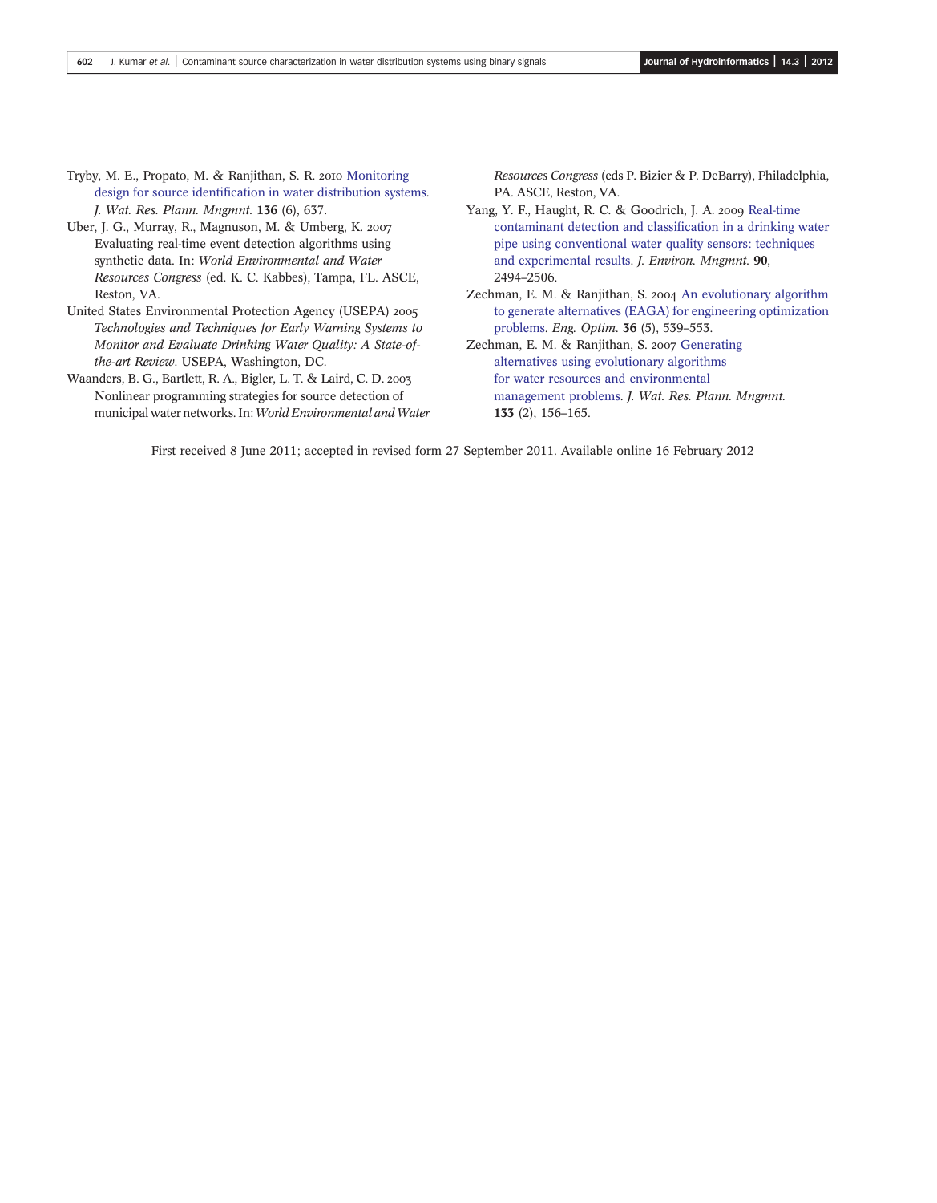Tryby, M. E., Propato, M. & Ranjithan, S. R. 2010 Monitoring design for source identification in water distribution systems. *J. Wat. Res. Plann. Mngmnt.* **136** (6), 637.

Uber, J. G., Murray, R., Magnuson, M. & Umberg, K. 2007 Evaluating real-time event detection algorithms using synthetic data. In: *World Environmental and Water Resources Congress* (ed. K. C. Kabbes), Tampa, FL. ASCE, Reston, VA.

United States Environmental Protection Agency (USEPA) 2005 *Technologies and Techniques for Early Warning Systems to Monitor and Evaluate Drinking Water Quality: A State-of-the-art Review*. USEPA, Washington, DC.

Waanders, B. G., Bartlett, R. A., Bigler, L. T. & Laird, C. D. 2003 Nonlinear programming strategies for source detection of municipal water networks. In: *World Environmental and Water Resources Congress* (eds P. Bizier & P. DeBarry), Philadelphia, PA. ASCE, Reston, VA.

Yang, Y. F., Haught, R. C. & Goodrich, J. A. 2009 Real-time contaminant detection and classification in a drinking water pipe using conventional water quality sensors: techniques and experimental results. *J. Environ. Mngmnt.* **90**, 2494–2506.

Zechman, E. M. & Ranjithan, S. 2004 An evolutionary algorithm to generate alternatives (EAGA) for engineering optimization problems. *Eng. Optim.* **36** (5), 539–553.

Zechman, E. M. & Ranjithan, S. 2007 Generating alternatives using evolutionary algorithms for water resources and environmental management problems. *J. Wat. Res. Plann. Mngmnt.* **133** (2), 156–165.

First received 8 June 2011; accepted in revised form 27 September 2011. Available online 16 February 2012